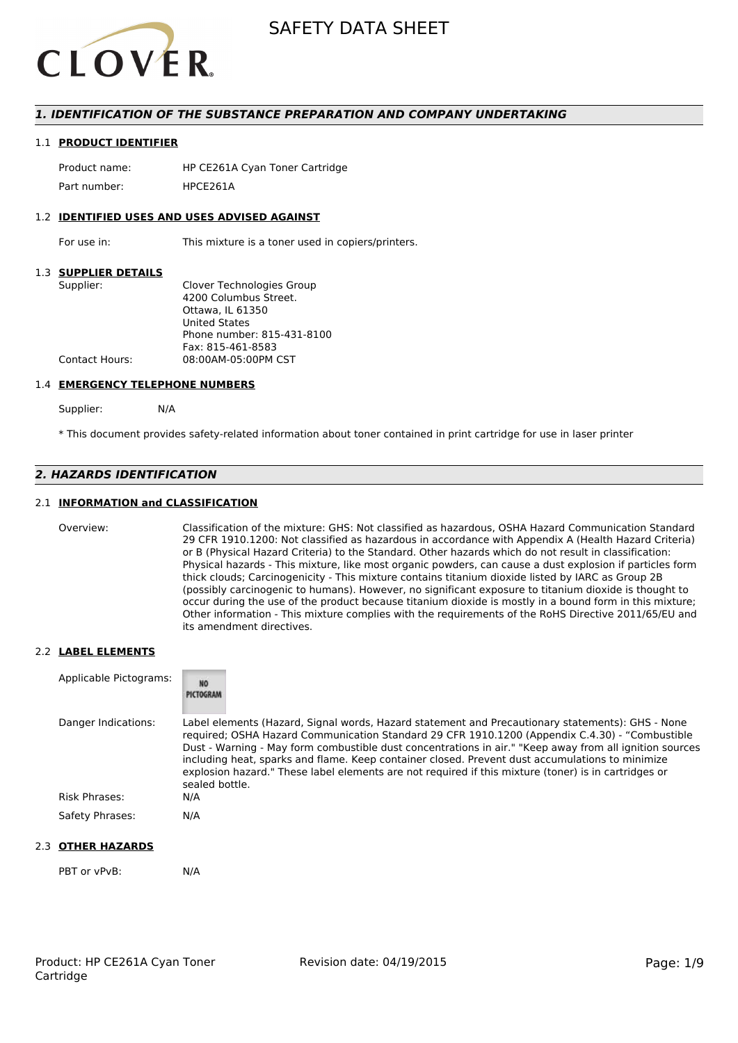# SAFETY DATA SHEET

## *1. IDENTIFICATION OF THE SUBSTANCE PREPARATION AND COMPANY UNDERTAKING*

### 1.1 PRODUCT IDENTIFIER

Product name: HP CE261A Cyan Toner Cartridge

Part number: HPCE261A

### 1.2 IDENTIFIED USES AND USES ADVISED AGAINST

For use in: This mixture is a toner used in copiers/printers.

### 1.3 SUPPLIER DETAILS

Supplier: Clover Technologies Group
4200 Columbus Street.
Ottawa, IL 61350
United States
Phone number: 815-431-8100
Fax: 815-461-8583

Contact Hours: 08:00AM-05:00PM CST

### 1.4 EMERGENCY TELEPHONE NUMBERS

Supplier: N/A

* This document provides safety-related information about toner contained in print cartridge for use in laser printer

## *2. HAZARDS IDENTIFICATION*

### 2.1 INFORMATION and CLASSIFICATION

Overview: Classification of the mixture: GHS: Not classified as hazardous, OSHA Hazard Communication Standard 29 CFR 1910.1200: Not classified as hazardous in accordance with Appendix A (Health Hazard Criteria) or B (Physical Hazard Criteria) to the Standard. Other hazards which do not result in classification: Physical hazards - This mixture, like most organic powders, can cause a dust explosion if particles form thick clouds; Carcinogenicity - This mixture contains titanium dioxide listed by IARC as Group 2B (possibly carcinogenic to humans). However, no significant exposure to titanium dioxide is thought to occur during the use of the product because titanium dioxide is mostly in a bound form in this mixture; Other information - This mixture complies with the requirements of the RoHS Directive 2011/65/EU and its amendment directives.

### 2.2 LABEL ELEMENTS

Applicable Pictograms: NO PICTOGRAM

Danger Indications: Label elements (Hazard, Signal words, Hazard statement and Precautionary statements): GHS - None required; OSHA Hazard Communication Standard 29 CFR 1910.1200 (Appendix C.4.30) - "Combustible Dust - Warning - May form combustible dust concentrations in air." "Keep away from all ignition sources including heat, sparks and flame. Keep container closed. Prevent dust accumulations to minimize explosion hazard." These label elements are not required if this mixture (toner) is in cartridges or sealed bottle.

Risk Phrases: N/A

Safety Phrases: N/A

### 2.3 OTHER HAZARDS

PBT or vPvB: N/A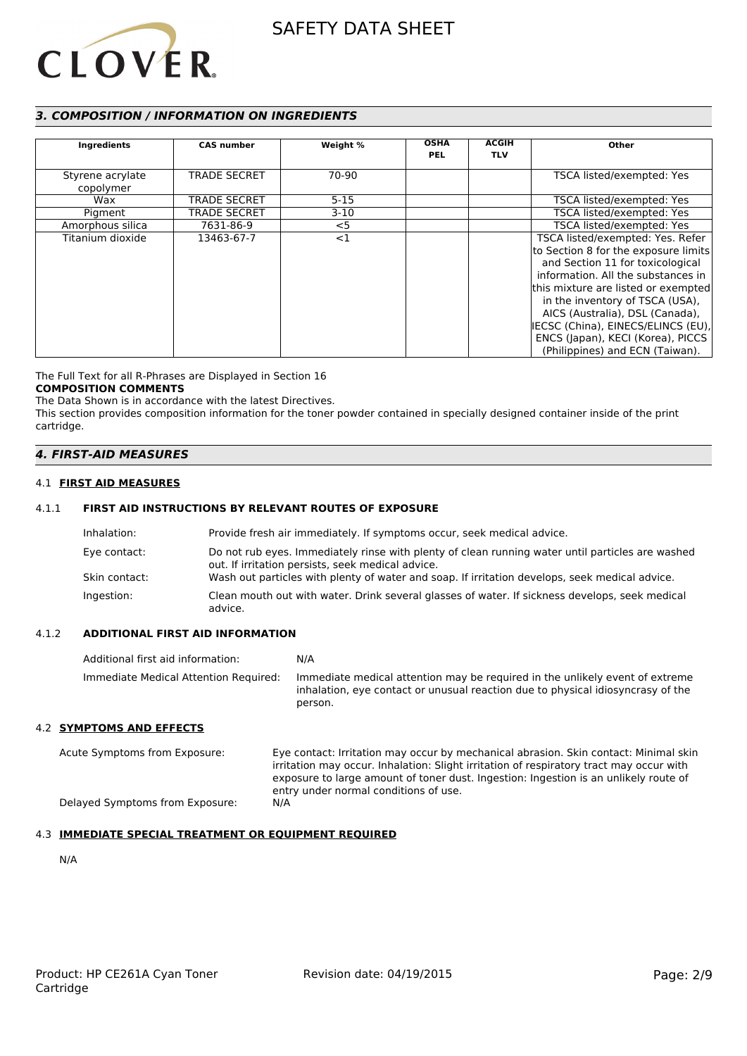## *3. COMPOSITION / INFORMATION ON INGREDIENTS*

| Ingredients | CAS number | Weight % | OSHA PEL | ACGIH TLV | Other |
|---|---|---|---|---|---|
| Styrene acrylate copolymer | TRADE SECRET | 70-90 | | | TSCA listed/exempted: Yes |
| Wax | TRADE SECRET | 5-15 | | | TSCA listed/exempted: Yes |
| Pigment | TRADE SECRET | 3-10 | | | TSCA listed/exempted: Yes |
| Amorphous silica | 7631-86-9 | <5 | | | TSCA listed/exempted: Yes |
| Titanium dioxide | 13463-67-7 | <1 | | | TSCA listed/exempted: Yes. Refer to Section 8 for the exposure limits and Section 11 for toxicological information. All the substances in this mixture are listed or exempted in the inventory of TSCA (USA), AICS (Australia), DSL (Canada), IECSC (China), EINECS/ELINCS (EU), ENCS (Japan), KECI (Korea), PICCS (Philippines) and ECN (Taiwan). |

The Full Text for all R-Phrases are Displayed in Section 16

**COMPOSITION COMMENTS**

The Data Shown is in accordance with the latest Directives.

This section provides composition information for the toner powder contained in specially designed container inside of the print cartridge.

## *4. FIRST-AID MEASURES*

### 4.1 FIRST AID MEASURES

#### 4.1.1 FIRST AID INSTRUCTIONS BY RELEVANT ROUTES OF EXPOSURE

Inhalation: Provide fresh air immediately. If symptoms occur, seek medical advice.

Eye contact: Do not rub eyes. Immediately rinse with plenty of clean running water until particles are washed out. If irritation persists, seek medical advice.

Skin contact: Wash out particles with plenty of water and soap. If irritation develops, seek medical advice.

Ingestion: Clean mouth out with water. Drink several glasses of water. If sickness develops, seek medical advice.

#### 4.1.2 ADDITIONAL FIRST AID INFORMATION

Additional first aid information: N/A

Immediate Medical Attention Required: Immediate medical attention may be required in the unlikely event of extreme inhalation, eye contact or unusual reaction due to physical idiosyncrasy of the person.

### 4.2 SYMPTOMS AND EFFECTS

Acute Symptoms from Exposure: Eye contact: Irritation may occur by mechanical abrasion. Skin contact: Minimal skin irritation may occur. Inhalation: Slight irritation of respiratory tract may occur with exposure to large amount of toner dust. Ingestion: Ingestion is an unlikely route of entry under normal conditions of use.

Delayed Symptoms from Exposure: N/A

### 4.3 IMMEDIATE SPECIAL TREATMENT OR EQUIPMENT REQUIRED

N/A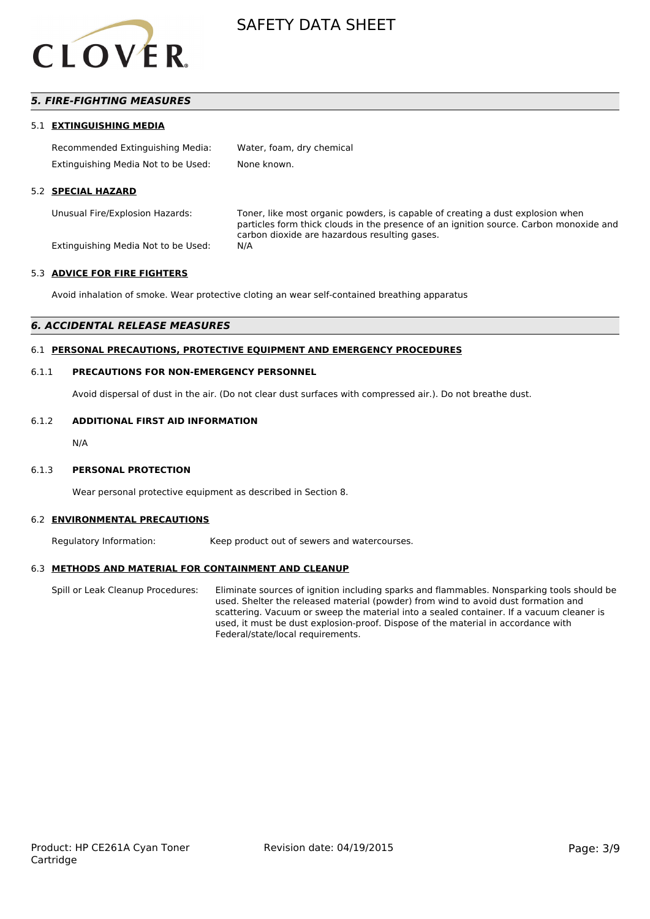## 5. FIRE-FIGHTING MEASURES

### 5.1 EXTINGUISHING MEDIA

| | |
|---|---|
| Recommended Extinguishing Media: | Water, foam, dry chemical |
| Extinguishing Media Not to be Used: | None known. |

### 5.2 SPECIAL HAZARD

| | |
|---|---|
| Unusual Fire/Explosion Hazards: | Toner, like most organic powders, is capable of creating a dust explosion when particles form thick clouds in the presence of an ignition source. Carbon monoxide and carbon dioxide are hazardous resulting gases. |
| Extinguishing Media Not to be Used: | N/A |

### 5.3 ADVICE FOR FIRE FIGHTERS

Avoid inhalation of smoke. Wear protective cloting an wear self-contained breathing apparatus

## 6. ACCIDENTAL RELEASE MEASURES

### 6.1 PERSONAL PRECAUTIONS, PROTECTIVE EQUIPMENT AND EMERGENCY PROCEDURES

#### 6.1.1 PRECAUTIONS FOR NON-EMERGENCY PERSONNEL

Avoid dispersal of dust in the air. (Do not clear dust surfaces with compressed air.). Do not breathe dust.

#### 6.1.2 ADDITIONAL FIRST AID INFORMATION

N/A

#### 6.1.3 PERSONAL PROTECTION

Wear personal protective equipment as described in Section 8.

### 6.2 ENVIRONMENTAL PRECAUTIONS

| | |
|---|---|
| Regulatory Information: | Keep product out of sewers and watercourses. |

### 6.3 METHODS AND MATERIAL FOR CONTAINMENT AND CLEANUP

| | |
|---|---|
| Spill or Leak Cleanup Procedures: | Eliminate sources of ignition including sparks and flammables. Nonsparking tools should be used. Shelter the released material (powder) from wind to avoid dust formation and scattering. Vacuum or sweep the material into a sealed container. If a vacuum cleaner is used, it must be dust explosion-proof. Dispose of the material in accordance with Federal/state/local requirements. |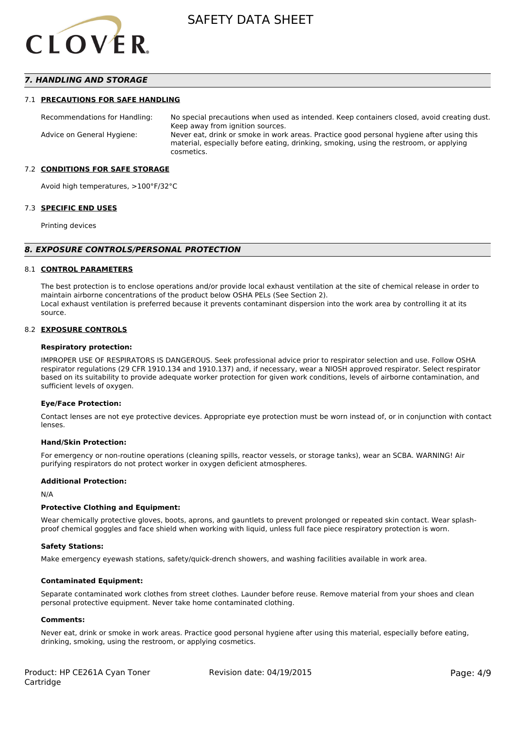## *7. HANDLING AND STORAGE*

### 7.1 PRECAUTIONS FOR SAFE HANDLING

| | |
|---|---|
| Recommendations for Handling: | No special precautions when used as intended. Keep containers closed, avoid creating dust. Keep away from ignition sources. |
| Advice on General Hygiene: | Never eat, drink or smoke in work areas. Practice good personal hygiene after using this material, especially before eating, drinking, smoking, using the restroom, or applying cosmetics. |

### 7.2 CONDITIONS FOR SAFE STORAGE

Avoid high temperatures, >100°F/32°C

### 7.3 SPECIFIC END USES

Printing devices

## *8. EXPOSURE CONTROLS/PERSONAL PROTECTION*

### 8.1 CONTROL PARAMETERS

The best protection is to enclose operations and/or provide local exhaust ventilation at the site of chemical release in order to maintain airborne concentrations of the product below OSHA PELs (See Section 2).
Local exhaust ventilation is preferred because it prevents contaminant dispersion into the work area by controlling it at its source.

### 8.2 EXPOSURE CONTROLS

**Respiratory protection:**

IMPROPER USE OF RESPIRATORS IS DANGEROUS. Seek professional advice prior to respirator selection and use. Follow OSHA respirator regulations (29 CFR 1910.134 and 1910.137) and, if necessary, wear a NIOSH approved respirator. Select respirator based on its suitability to provide adequate worker protection for given work conditions, levels of airborne contamination, and sufficient levels of oxygen.

**Eye/Face Protection:**

Contact lenses are not eye protective devices. Appropriate eye protection must be worn instead of, or in conjunction with contact lenses.

**Hand/Skin Protection:**

For emergency or non-routine operations (cleaning spills, reactor vessels, or storage tanks), wear an SCBA. WARNING! Air purifying respirators do not protect worker in oxygen deficient atmospheres.

**Additional Protection:**

N/A

**Protective Clothing and Equipment:**

Wear chemically protective gloves, boots, aprons, and gauntlets to prevent prolonged or repeated skin contact. Wear splash-proof chemical goggles and face shield when working with liquid, unless full face piece respiratory protection is worn.

**Safety Stations:**

Make emergency eyewash stations, safety/quick-drench showers, and washing facilities available in work area.

**Contaminated Equipment:**

Separate contaminated work clothes from street clothes. Launder before reuse. Remove material from your shoes and clean personal protective equipment. Never take home contaminated clothing.

**Comments:**

Never eat, drink or smoke in work areas. Practice good personal hygiene after using this material, especially before eating, drinking, smoking, using the restroom, or applying cosmetics.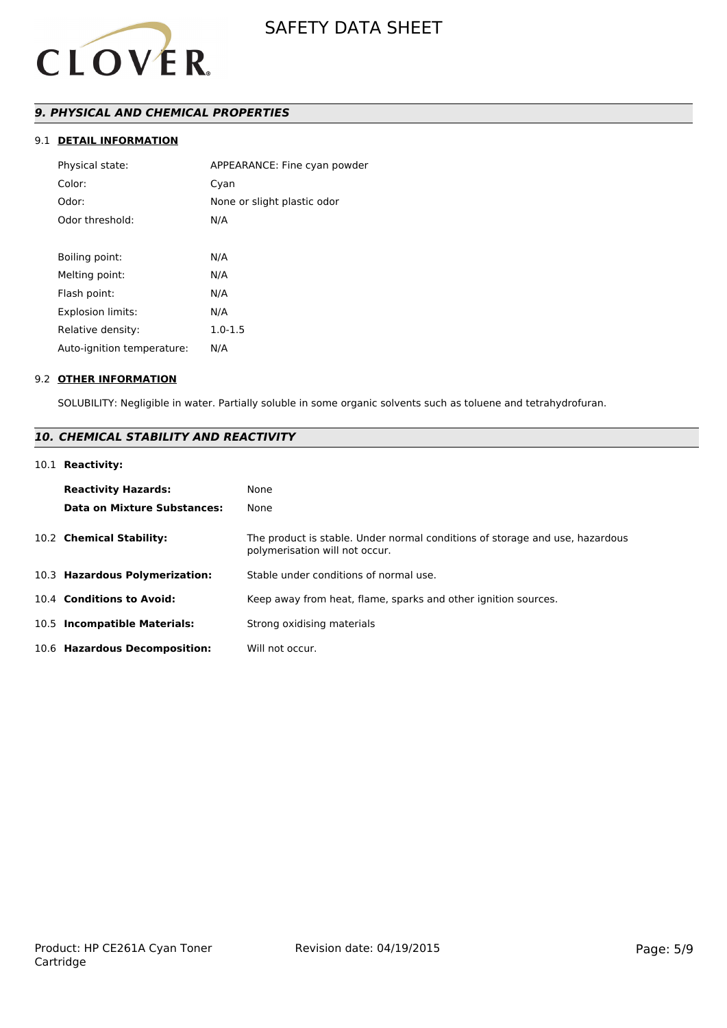## *9. PHYSICAL AND CHEMICAL PROPERTIES*

### 9.1 DETAIL INFORMATION

| | |
|---|---|
| Physical state: | APPEARANCE: Fine cyan powder |
| Color: | Cyan |
| Odor: | None or slight plastic odor |
| Odor threshold: | N/A |
| | |
| Boiling point: | N/A |
| Melting point: | N/A |
| Flash point: | N/A |
| Explosion limits: | N/A |
| Relative density: | 1.0-1.5 |
| Auto-ignition temperature: | N/A |

### 9.2 OTHER INFORMATION

SOLUBILITY: Negligible in water. Partially soluble in some organic solvents such as toluene and tetrahydrofuran.

## *10. CHEMICAL STABILITY AND REACTIVITY*

### 10.1 Reactivity:

| | |
|---|---|
| **Reactivity Hazards:** | None |
| **Data on Mixture Substances:** | None |

| | |
|---|---|
| 10.2 **Chemical Stability:** | The product is stable. Under normal conditions of storage and use, hazardous polymerisation will not occur. |
| 10.3 **Hazardous Polymerization:** | Stable under conditions of normal use. |
| 10.4 **Conditions to Avoid:** | Keep away from heat, flame, sparks and other ignition sources. |
| 10.5 **Incompatible Materials:** | Strong oxidising materials |
| 10.6 **Hazardous Decomposition:** | Will not occur. |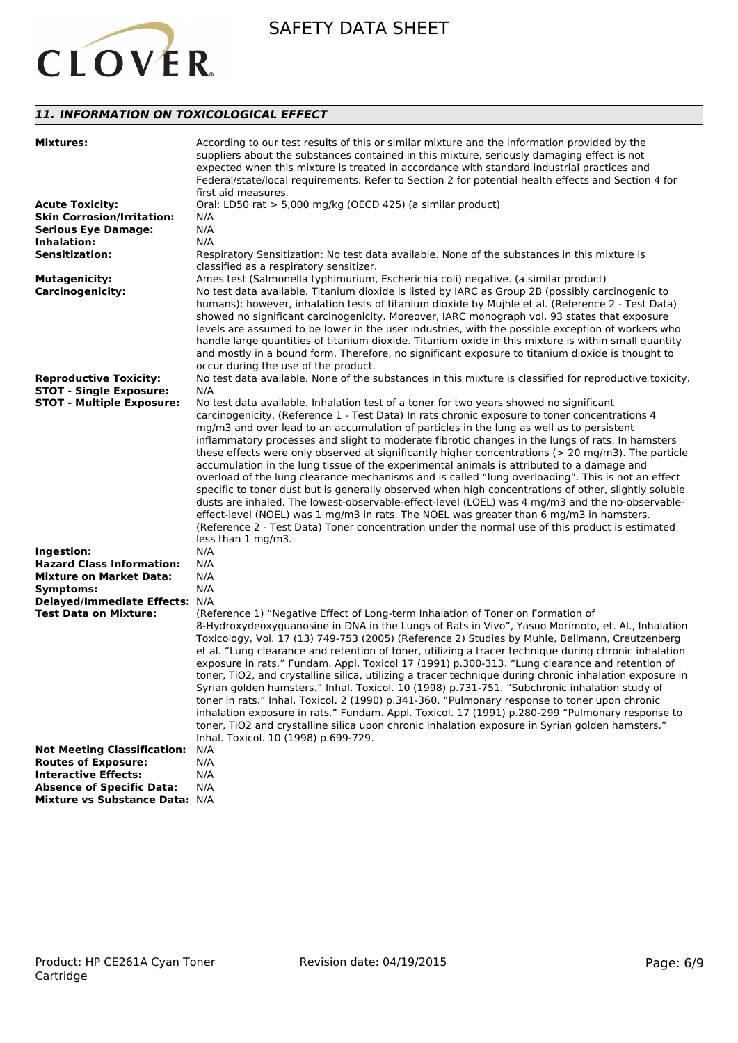## *11. INFORMATION ON TOXICOLOGICAL EFFECT*

**Mixtures:** According to our test results of this or similar mixture and the information provided by the suppliers about the substances contained in this mixture, seriously damaging effect is not expected when this mixture is treated in accordance with standard industrial practices and Federal/state/local requirements. Refer to Section 2 for potential health effects and Section 4 for first aid measures.

**Acute Toxicity:** Oral: LD50 rat > 5,000 mg/kg (OECD 425) (a similar product)

**Skin Corrosion/Irritation:** N/A

**Serious Eye Damage:** N/A

**Inhalation:** N/A

**Sensitization:** Respiratory Sensitization: No test data available. None of the substances in this mixture is classified as a respiratory sensitizer.

**Mutagenicity:** Ames test (Salmonella typhimurium, Escherichia coli) negative. (a similar product)

**Carcinogenicity:** No test data available. Titanium dioxide is listed by IARC as Group 2B (possibly carcinogenic to humans); however, inhalation tests of titanium dioxide by Mujhle et al. (Reference 2 - Test Data) showed no significant carcinogenicity. Moreover, IARC monograph vol. 93 states that exposure levels are assumed to be lower in the user industries, with the possible exception of workers who handle large quantities of titanium dioxide. Titanium oxide in this mixture is within small quantity and mostly in a bound form. Therefore, no significant exposure to titanium dioxide is thought to occur during the use of the product.

**Reproductive Toxicity:** No test data available. None of the substances in this mixture is classified for reproductive toxicity.

**STOT - Single Exposure:** N/A

**STOT - Multiple Exposure:** No test data available. Inhalation test of a toner for two years showed no significant carcinogenicity. (Reference 1 - Test Data) In rats chronic exposure to toner concentrations 4 mg/m3 and over lead to an accumulation of particles in the lung as well as to persistent inflammatory processes and slight to moderate fibrotic changes in the lungs of rats. In hamsters these effects were only observed at significantly higher concentrations (> 20 mg/m3). The particle accumulation in the lung tissue of the experimental animals is attributed to a damage and overload of the lung clearance mechanisms and is called “lung overloading”. This is not an effect specific to toner dust but is generally observed when high concentrations of other, slightly soluble dusts are inhaled. The lowest-observable-effect-level (LOEL) was 4 mg/m3 and the no-observable-effect-level (NOEL) was 1 mg/m3 in rats. The NOEL was greater than 6 mg/m3 in hamsters. (Reference 2 - Test Data) Toner concentration under the normal use of this product is estimated less than 1 mg/m3.

**Ingestion:** N/A

**Hazard Class Information:** N/A

**Mixture on Market Data:** N/A

**Symptoms:** N/A

**Delayed/Immediate Effects:** N/A

**Test Data on Mixture:** (Reference 1) “Negative Effect of Long-term Inhalation of Toner on Formation of 8-Hydroxydeoxyguanosine in DNA in the Lungs of Rats in Vivo”, Yasuo Morimoto, et. Al., Inhalation Toxicology, Vol. 17 (13) 749-753 (2005) (Reference 2) Studies by Muhle, Bellmann, Creutzenberg et al. “Lung clearance and retention of toner, utilizing a tracer technique during chronic inhalation exposure in rats.” Fundam. Appl. Toxicol 17 (1991) p.300-313. “Lung clearance and retention of toner, TiO2, and crystalline silica, utilizing a tracer technique during chronic inhalation exposure in Syrian golden hamsters.” Inhal. Toxicol. 10 (1998) p.731-751. “Subchronic inhalation study of toner in rats.” Inhal. Toxicol. 2 (1990) p.341-360. “Pulmonary response to toner upon chronic inhalation exposure in rats.” Fundam. Appl. Toxicol. 17 (1991) p.280-299 “Pulmonary response to toner, TiO2 and crystalline silica upon chronic inhalation exposure in Syrian golden hamsters.” Inhal. Toxicol. 10 (1998) p.699-729.

**Not Meeting Classification:** N/A

**Routes of Exposure:** N/A

**Interactive Effects:** N/A

**Absence of Specific Data:** N/A

**Mixture vs Substance Data:** N/A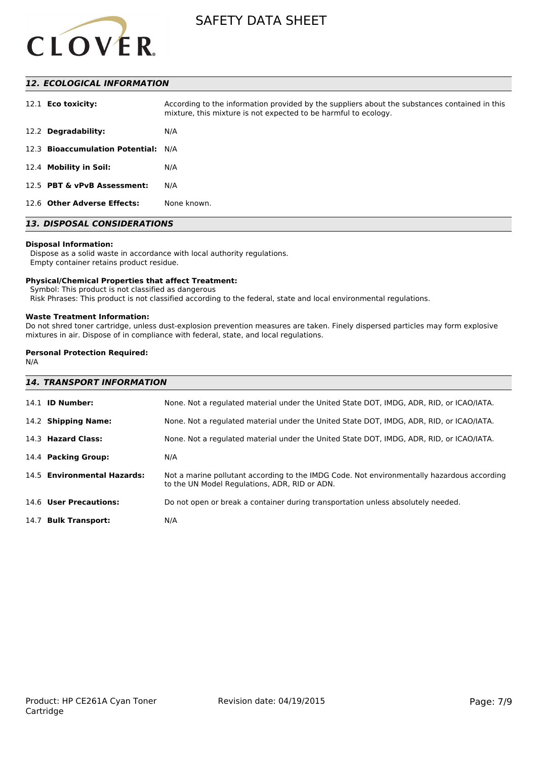## *12. ECOLOGICAL INFORMATION*

| | |
|---|---|
| 12.1 **Eco toxicity:** | According to the information provided by the suppliers about the substances contained in this mixture, this mixture is not expected to be harmful to ecology. |
| 12.2 **Degradability:** | N/A |
| 12.3 **Bioaccumulation Potential:** | N/A |
| 12.4 **Mobility in Soil:** | N/A |
| 12.5 **PBT & vPvB Assessment:** | N/A |
| 12.6 **Other Adverse Effects:** | None known. |

## *13. DISPOSAL CONSIDERATIONS*

**Disposal Information:**
Dispose as a solid waste in accordance with local authority regulations.
Empty container retains product residue.

**Physical/Chemical Properties that affect Treatment:**
Symbol: This product is not classified as dangerous
Risk Phrases: This product is not classified according to the federal, state and local environmental regulations.

**Waste Treatment Information:**
Do not shred toner cartridge, unless dust-explosion prevention measures are taken. Finely dispersed particles may form explosive mixtures in air. Dispose of in compliance with federal, state, and local regulations.

**Personal Protection Required:**
N/A

## *14. TRANSPORT INFORMATION*

| | |
|---|---|
| 14.1 **ID Number:** | None. Not a regulated material under the United State DOT, IMDG, ADR, RID, or ICAO/IATA. |
| 14.2 **Shipping Name:** | None. Not a regulated material under the United State DOT, IMDG, ADR, RID, or ICAO/IATA. |
| 14.3 **Hazard Class:** | None. Not a regulated material under the United State DOT, IMDG, ADR, RID, or ICAO/IATA. |
| 14.4 **Packing Group:** | N/A |
| 14.5 **Environmental Hazards:** | Not a marine pollutant according to the IMDG Code. Not environmentally hazardous according to the UN Model Regulations, ADR, RID or ADN. |
| 14.6 **User Precautions:** | Do not open or break a container during transportation unless absolutely needed. |
| 14.7 **Bulk Transport:** | N/A |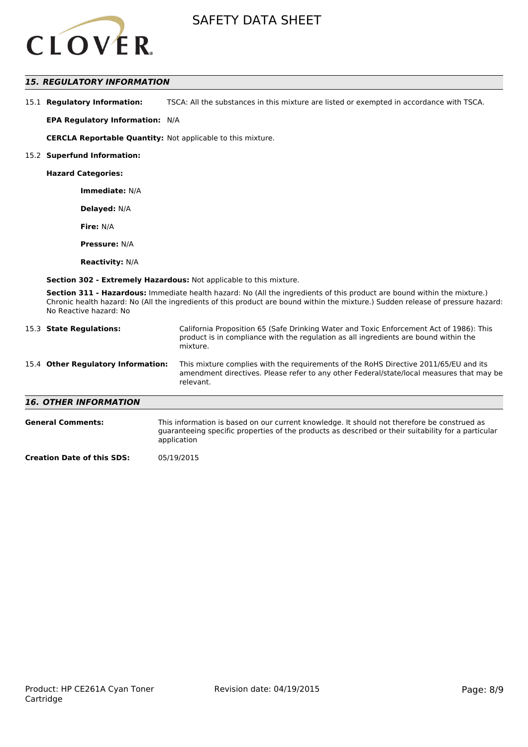## 15. REGULATORY INFORMATION

15.1 **Regulatory Information:** TSCA: All the substances in this mixture are listed or exempted in accordance with TSCA.

**EPA Regulatory Information:** N/A

**CERCLA Reportable Quantity:** Not applicable to this mixture.

15.2 **Superfund Information:**

**Hazard Categories:**

**Immediate:** N/A

**Delayed:** N/A

**Fire:** N/A

**Pressure:** N/A

**Reactivity:** N/A

**Section 302 - Extremely Hazardous:** Not applicable to this mixture.

**Section 311 - Hazardous:** Immediate health hazard: No (All the ingredients of this product are bound within the mixture.) Chronic health hazard: No (All the ingredients of this product are bound within the mixture.) Sudden release of pressure hazard: No Reactive hazard: No

15.3 **State Regulations:** California Proposition 65 (Safe Drinking Water and Toxic Enforcement Act of 1986): This product is in compliance with the regulation as all ingredients are bound within the mixture.

15.4 **Other Regulatory Information:** This mixture complies with the requirements of the RoHS Directive 2011/65/EU and its amendment directives. Please refer to any other Federal/state/local measures that may be relevant.

## 16. OTHER INFORMATION

**General Comments:** This information is based on our current knowledge. It should not therefore be construed as guaranteeing specific properties of the products as described or their suitability for a particular application

**Creation Date of this SDS:** 05/19/2015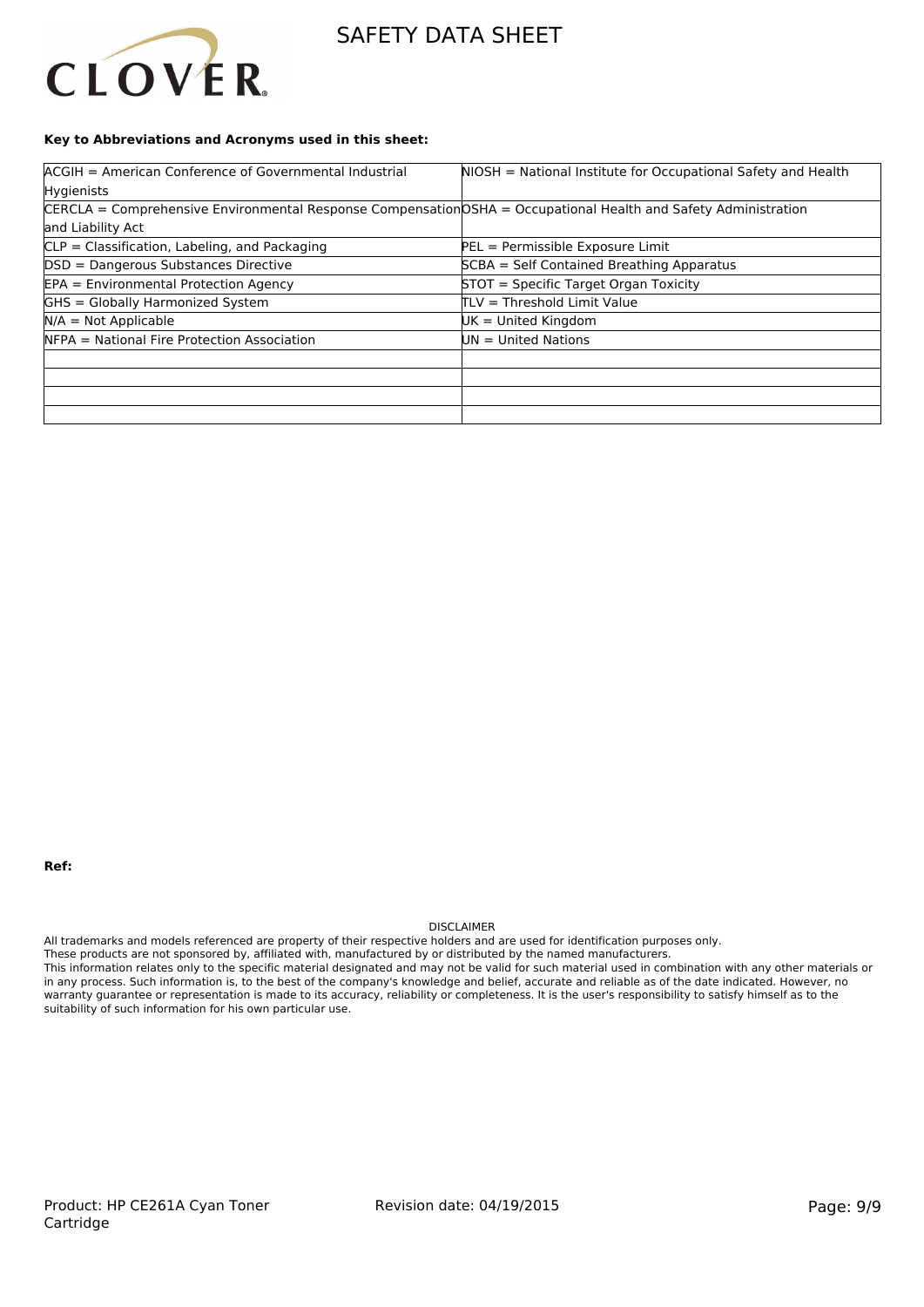**Key to Abbreviations and Acronyms used in this sheet:**

| | |
|---|---|
| ACGIH = American Conference of Governmental Industrial Hygienists | NIOSH = National Institute for Occupational Safety and Health |
| CERCLA = Comprehensive Environmental Response Compensation and Liability Act | OSHA = Occupational Health and Safety Administration |
| CLP = Classification, Labeling, and Packaging | PEL = Permissible Exposure Limit |
| DSD = Dangerous Substances Directive | SCBA = Self Contained Breathing Apparatus |
| EPA = Environmental Protection Agency | STOT = Specific Target Organ Toxicity |
| GHS = Globally Harmonized System | TLV = Threshold Limit Value |
| N/A = Not Applicable | UK = United Kingdom |
| NFPA = National Fire Protection Association | UN = United Nations |
| | |
| | |
| | |
| | |

**Ref:**

DISCLAIMER

All trademarks and models referenced are property of their respective holders and are used for identification purposes only.
These products are not sponsored by, affiliated with, manufactured by or distributed by the named manufacturers.
This information relates only to the specific material designated and may not be valid for such material used in combination with any other materials or in any process. Such information is, to the best of the company's knowledge and belief, accurate and reliable as of the date indicated. However, no warranty guarantee or representation is made to its accuracy, reliability or completeness. It is the user's responsibility to satisfy himself as to the suitability of such information for his own particular use.